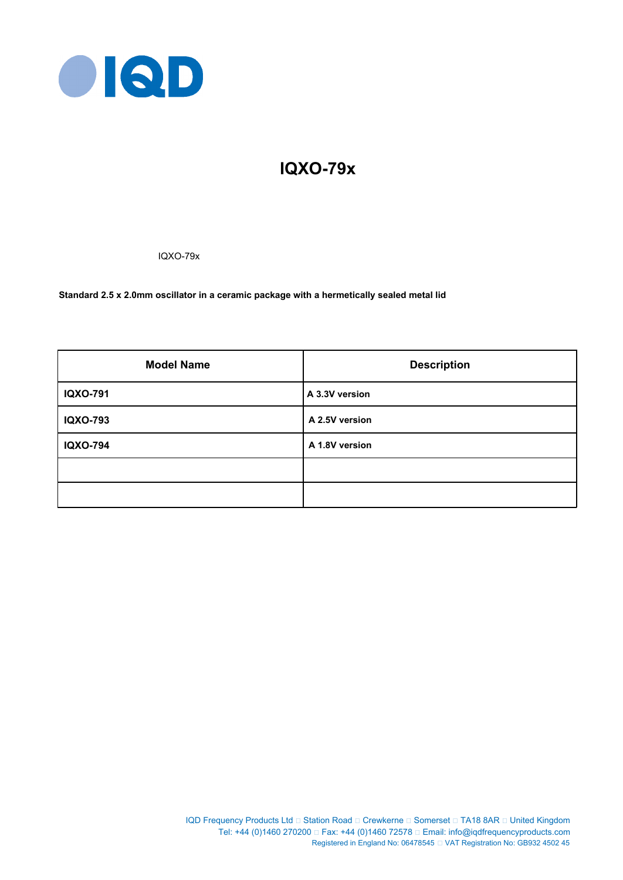# IQXO-79x

IQXO-79x

**Standard 2.5 x 2.0mm oscillator in a ceramic package with a hermetically sealed metal lid**

| Model Name | Description |
| --- | --- |
| **IQXO-791** | **A 3.3V version** |
| **IQXO-793** | **A 2.5V version** |
| **IQXO-794** | **A 1.8V version** |
| | |
| | |

IQD Frequency Products Ltd □ Station Road □ Crewkerne □ Somerset □ TA18 8AR □ United Kingdom
Tel: +44 (0)1460 270200 □ Fax: +44 (0)1460 72578 □ Email: info@iqdfrequencyproducts.com
Registered in England No: 06478545 □ VAT Registration No: GB932 4502 45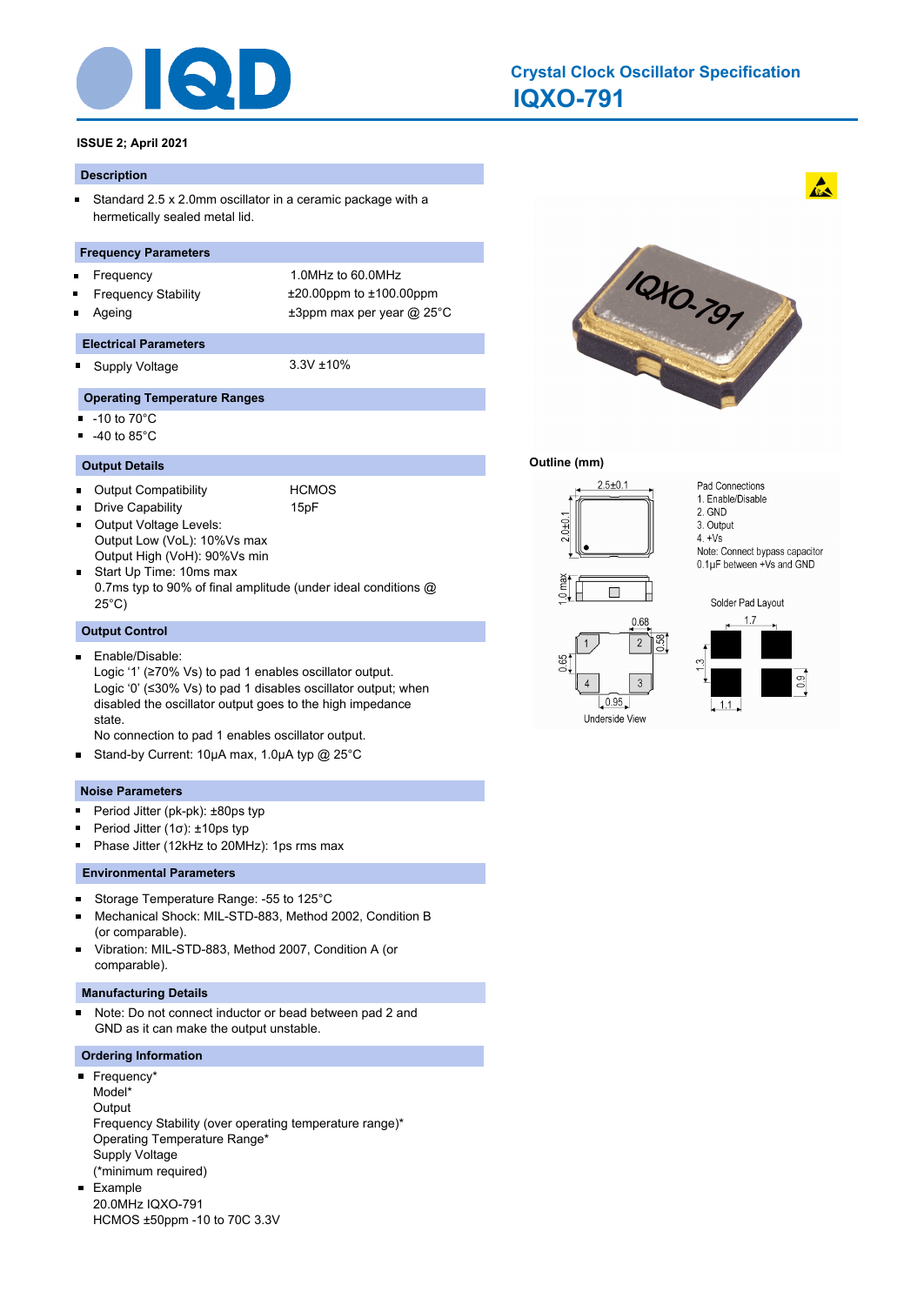# Crystal Clock Oscillator Specification
# IQXO-791

**ISSUE 2; April 2021**

## Description

- Standard 2.5 x 2.0mm oscillator in a ceramic package with a hermetically sealed metal lid.

## Frequency Parameters

| | |
|---|---|
| Frequency | 1.0MHz to 60.0MHz |
| Frequency Stability | ±20.00ppm to ±100.00ppm |
| Ageing | ±3ppm max per year @ 25°C |

## Electrical Parameters

| | |
|---|---|
| Supply Voltage | 3.3V ±10% |

## Operating Temperature Ranges

- -10 to 70°C
- -40 to 85°C

## Output Details

- Output Compatibility: HCMOS
- Drive Capability: 15pF
- Output Voltage Levels:
  Output Low (VoL): 10%Vs max
  Output High (VoH): 90%Vs min
- Start Up Time: 10ms max
  0.7ms typ to 90% of final amplitude (under ideal conditions @ 25°C)

## Output Control

- Enable/Disable:
  Logic '1' (≥70% Vs) to pad 1 enables oscillator output.
  Logic '0' (≤30% Vs) to pad 1 disables oscillator output; when disabled the oscillator output goes to the high impedance state.
  No connection to pad 1 enables oscillator output.
- Stand-by Current: 10μA max, 1.0μA typ @ 25°C

## Noise Parameters

- Period Jitter (pk-pk): ±80ps typ
- Period Jitter (1σ): ±10ps typ
- Phase Jitter (12kHz to 20MHz): 1ps rms max

## Environmental Parameters

- Storage Temperature Range: -55 to 125°C
- Mechanical Shock: MIL-STD-883, Method 2002, Condition B (or comparable).
- Vibration: MIL-STD-883, Method 2007, Condition A (or comparable).

## Manufacturing Details

- Note: Do not connect inductor or bead between pad 2 and GND as it can make the output unstable.

## Ordering Information

- Frequency*
  Model*
  Output
  Frequency Stability (over operating temperature range)*
  Operating Temperature Range*
  Supply Voltage
  (*minimum required)
- Example
  20.0MHz IQXO-791
  HCMOS ±50ppm -10 to 70C 3.3V

## Outline (mm)

2.5±0.1
2.0±0.1
1.0 max

Pad Connections
1. Enable/Disable
2. GND
3. Output
4. +Vs

Note: Connect bypass capacitor 0.1μF between +Vs and GND

0.68
0.58
0.65
0.95

Underside View

Solder Pad Layout

1.7
1.3
0.9
1.1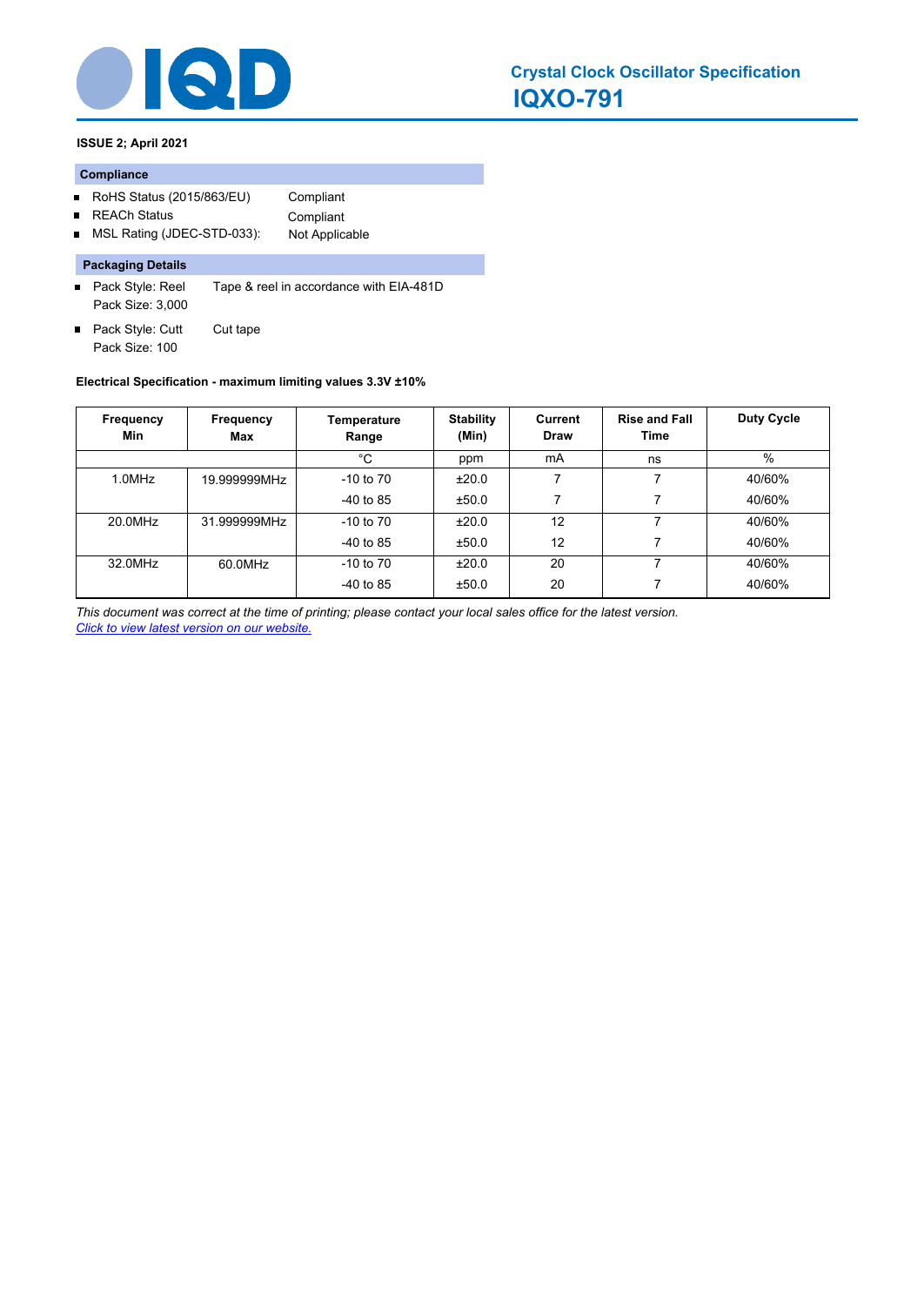# Crystal Clock Oscillator Specification

## IQXO-791

**ISSUE 2; April 2021**

### Compliance

- RoHS Status (2015/863/EU) Compliant
- REACh Status Compliant
- MSL Rating (JDEC-STD-033): Not Applicable

### Packaging Details

- Pack Style: Reel Tape & reel in accordance with EIA-481D
  Pack Size: 3,000
- Pack Style: Cutt Cut tape
  Pack Size: 100

**Electrical Specification - maximum limiting values 3.3V ±10%**

| Frequency Min | Frequency Max | Temperature Range | Stability (Min) | Current Draw | Rise and Fall Time | Duty Cycle |
|---|---|---|---|---|---|---|
| | | °C | ppm | mA | ns | % |
| 1.0MHz | 19.999999MHz | -10 to 70 | ±20.0 | 7 | 7 | 40/60% |
| | | -40 to 85 | ±50.0 | 7 | 7 | 40/60% |
| 20.0MHz | 31.999999MHz | -10 to 70 | ±20.0 | 12 | 7 | 40/60% |
| | | -40 to 85 | ±50.0 | 12 | 7 | 40/60% |
| 32.0MHz | 60.0MHz | -10 to 70 | ±20.0 | 20 | 7 | 40/60% |
| | | -40 to 85 | ±50.0 | 20 | 7 | 40/60% |

*This document was correct at the time of printing; please contact your local sales office for the latest version.*
*Click to view latest version on our website.*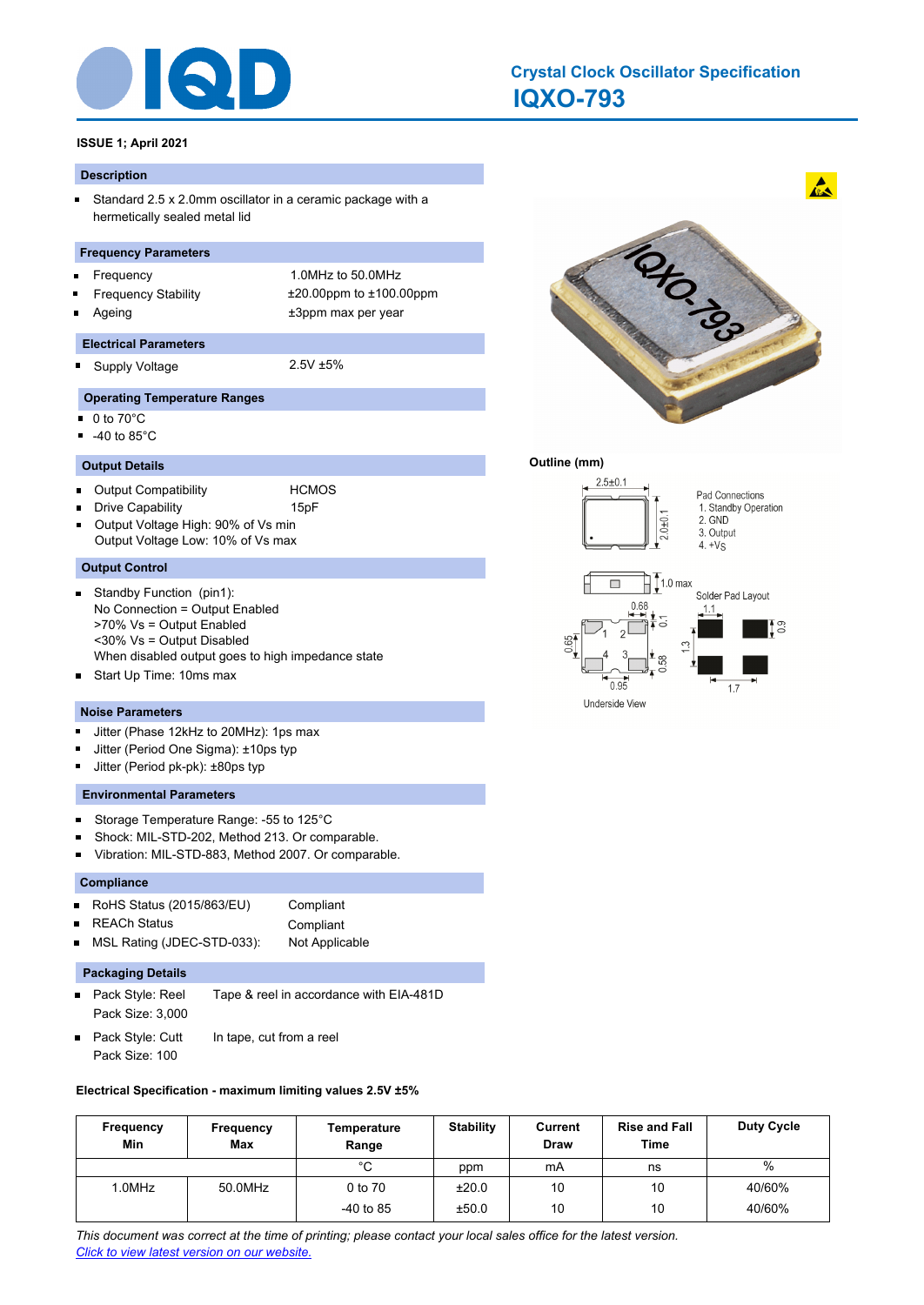# Crystal Clock Oscillator Specification

## IQXO-793

**ISSUE 1; April 2021**

### Description

- Standard 2.5 x 2.0mm oscillator in a ceramic package with a hermetically sealed metal lid

### Frequency Parameters

- Frequency — 1.0MHz to 50.0MHz
- Frequency Stability — ±20.00ppm to ±100.00ppm
- Ageing — ±3ppm max per year

### Electrical Parameters

- Supply Voltage — 2.5V ±5%

### Operating Temperature Ranges

- 0 to 70°C
- -40 to 85°C

### Output Details

- Output Compatibility — HCMOS
- Drive Capability — 15pF
- Output Voltage High: 90% of Vs min
  Output Voltage Low: 10% of Vs max

### Output Control

- Standby Function (pin1):
  No Connection = Output Enabled
  >70% Vs = Output Enabled
  <30% Vs = Output Disabled
  When disabled output goes to high impedance state
- Start Up Time: 10ms max

### Noise Parameters

- Jitter (Phase 12kHz to 20MHz): 1ps max
- Jitter (Period One Sigma): ±10ps typ
- Jitter (Period pk-pk): ±80ps typ

### Environmental Parameters

- Storage Temperature Range: -55 to 125°C
- Shock: MIL-STD-202, Method 213. Or comparable.
- Vibration: MIL-STD-883, Method 2007. Or comparable.

### Compliance

- RoHS Status (2015/863/EU) — Compliant
- REACh Status — Compliant
- MSL Rating (JDEC-STD-033): — Not Applicable

### Packaging Details

- Pack Style: Reel — Tape & reel in accordance with EIA-481D
  Pack Size: 3,000
- Pack Style: Cutt — In tape, cut from a reel
  Pack Size: 100

### Outline (mm)

2.5±0.1; 2.0±0.1; 1.0 max; 0.68; 0.1; 0.65; 0.58; 0.95

Pad Connections
1. Standby Operation
2. GND
3. Output
4. +Vs

Solder Pad Layout: 1.1; 0.9; 1.3; 1.7

Underside View

### Electrical Specification - maximum limiting values 2.5V ±5%

| Frequency Min | Frequency Max | Temperature Range | Stability | Current Draw | Rise and Fall Time | Duty Cycle |
|---|---|---|---|---|---|---|
| | | °C | ppm | mA | ns | % |
| 1.0MHz | 50.0MHz | 0 to 70 | ±20.0 | 10 | 10 | 40/60% |
| | | -40 to 85 | ±50.0 | 10 | 10 | 40/60% |

*This document was correct at the time of printing; please contact your local sales office for the latest version.*
*Click to view latest version on our website.*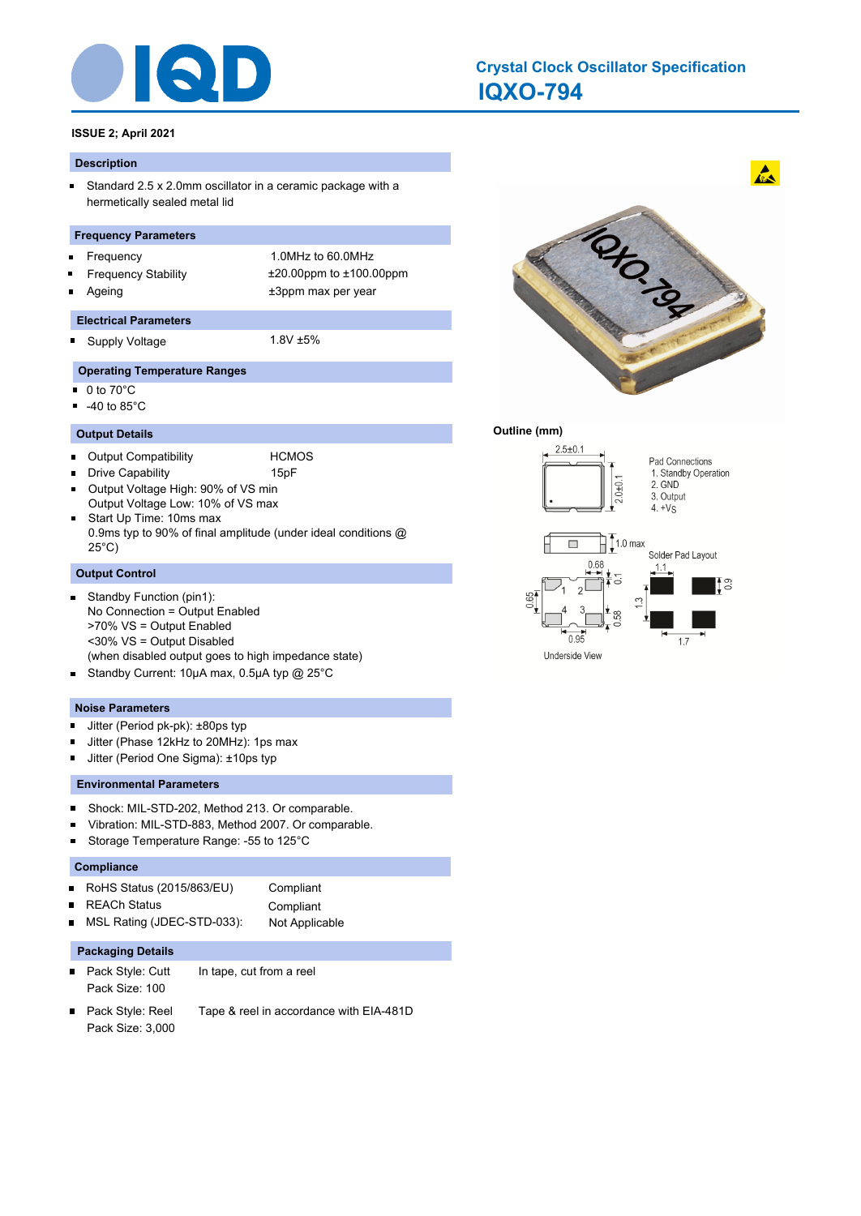# Crystal Clock Oscillator Specification

## IQXO-794

**ISSUE 2; April 2021**

### Description

- Standard 2.5 x 2.0mm oscillator in a ceramic package with a hermetically sealed metal lid

### Frequency Parameters

- Frequency: 1.0MHz to 60.0MHz
- Frequency Stability: ±20.00ppm to ±100.00ppm
- Ageing: ±3ppm max per year

### Electrical Parameters

- Supply Voltage: 1.8V ±5%

### Operating Temperature Ranges

- 0 to 70°C
- -40 to 85°C

### Output Details

- Output Compatibility: HCMOS
- Drive Capability: 15pF
- Output Voltage High: 90% of VS min
  Output Voltage Low: 10% of VS max
- Start Up Time: 10ms max
  0.9ms typ to 90% of final amplitude (under ideal conditions @ 25°C)

### Output Control

- Standby Function (pin1):
  No Connection = Output Enabled
  >70% VS = Output Enabled
  <30% VS = Output Disabled
  (when disabled output goes to high impedance state)
- Standby Current: 10µA max, 0.5µA typ @ 25°C

### Noise Parameters

- Jitter (Period pk-pk): ±80ps typ
- Jitter (Phase 12kHz to 20MHz): 1ps max
- Jitter (Period One Sigma): ±10ps typ

### Environmental Parameters

- Shock: MIL-STD-202, Method 213. Or comparable.
- Vibration: MIL-STD-883, Method 2007. Or comparable.
- Storage Temperature Range: -55 to 125°C

### Compliance

- RoHS Status (2015/863/EU): Compliant
- REACh Status: Compliant
- MSL Rating (JDEC-STD-033): Not Applicable

### Packaging Details

- Pack Style: Cutt — In tape, cut from a reel
  Pack Size: 100
- Pack Style: Reel — Tape & reel in accordance with EIA-481D
  Pack Size: 3,000

### Outline (mm)

2.5±0.1 · 2.0±0.1 · 1.0 max

Pad Connections
1. Standby Operation
2. GND
3. Output
4. +VS

Solder Pad Layout: 1.1 · 0.9 · 1.3 · 1.7

0.68 · 0.1 · 0.65 · 0.58 · 0.95

Underside View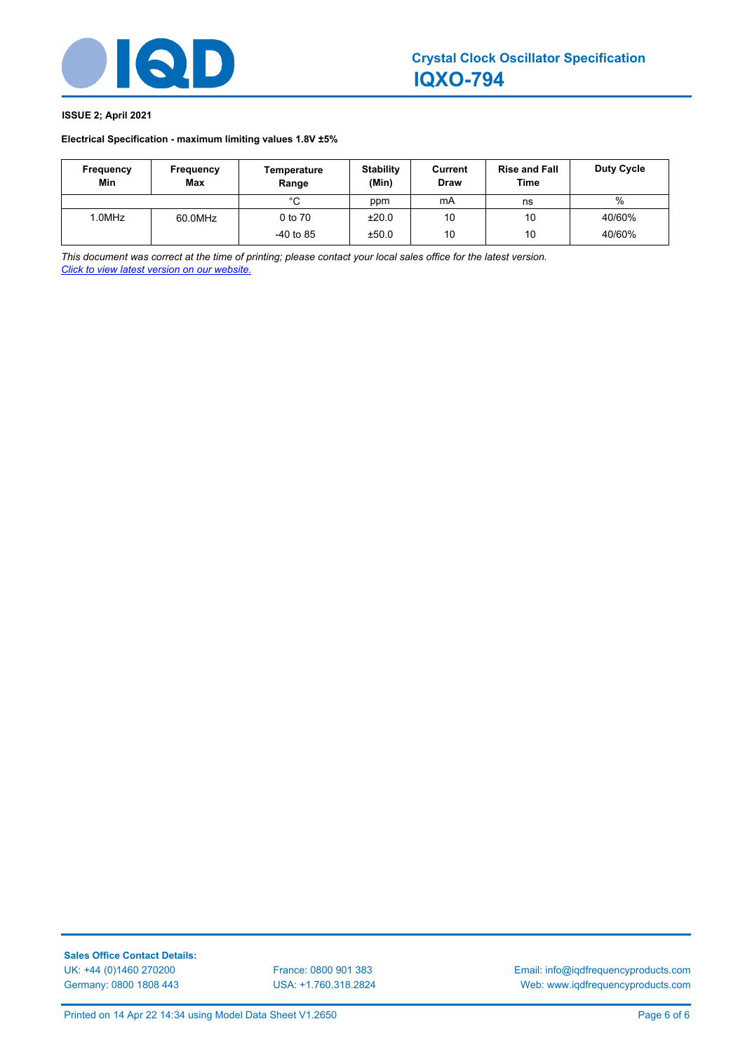**ISSUE 2; April 2021**

**Electrical Specification - maximum limiting values 1.8V ±5%**

| Frequency Min | Frequency Max | Temperature Range | Stability (Min) | Current Draw | Rise and Fall Time | Duty Cycle |
|---|---|---|---|---|---|---|
| | | °C | ppm | mA | ns | % |
| 1.0MHz | 60.0MHz | 0 to 70 | ±20.0 | 10 | 10 | 40/60% |
| | | -40 to 85 | ±50.0 | 10 | 10 | 40/60% |

*This document was correct at the time of printing; please contact your local sales office for the latest version.*
*Click to view latest version on our website.*

**Sales Office Contact Details:**
UK: +44 (0)1460 270200
Germany: 0800 1808 443
France: 0800 901 383
USA: +1.760.318.2824
Email: info@iqdfrequencyproducts.com
Web: www.iqdfrequencyproducts.com

Printed on 14 Apr 22 14:34 using Model Data Sheet V1.2650